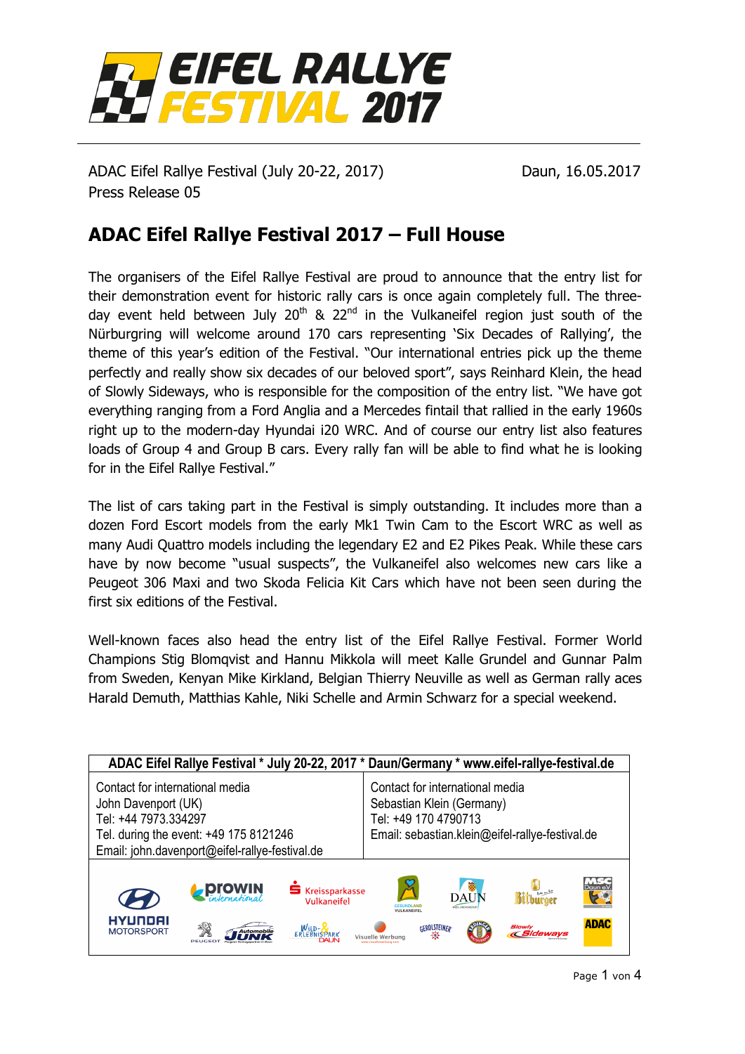# EIFEL RALLYE FESTIVAL 2017

ADAC Eifel Rallye Festival (July 20-22, 2017)
Press Release 05

Daun, 16.05.2017

## ADAC Eifel Rallye Festival 2017 – Full House

The organisers of the Eifel Rallye Festival are proud to announce that the entry list for their demonstration event for historic rally cars is once again completely full. The three-day event held between July 20th & 22nd in the Vulkaneifel region just south of the Nürburgring will welcome around 170 cars representing 'Six Decades of Rallying', the theme of this year's edition of the Festival. "Our international entries pick up the theme perfectly and really show six decades of our beloved sport", says Reinhard Klein, the head of Slowly Sideways, who is responsible for the composition of the entry list. "We have got everything ranging from a Ford Anglia and a Mercedes fintail that rallied in the early 1960s right up to the modern-day Hyundai i20 WRC. And of course our entry list also features loads of Group 4 and Group B cars. Every rally fan will be able to find what he is looking for in the Eifel Rallye Festival."

The list of cars taking part in the Festival is simply outstanding. It includes more than a dozen Ford Escort models from the early Mk1 Twin Cam to the Escort WRC as well as many Audi Quattro models including the legendary E2 and E2 Pikes Peak. While these cars have by now become "usual suspects", the Vulkaneifel also welcomes new cars like a Peugeot 306 Maxi and two Skoda Felicia Kit Cars which have not been seen during the first six editions of the Festival.

Well-known faces also head the entry list of the Eifel Rallye Festival. Former World Champions Stig Blomqvist and Hannu Mikkola will meet Kalle Grundel and Gunnar Palm from Sweden, Kenyan Mike Kirkland, Belgian Thierry Neuville as well as German rally aces Harald Demuth, Matthias Kahle, Niki Schelle and Armin Schwarz for a special weekend.

| ADAC Eifel Rallye Festival * July 20-22, 2017 * Daun/Germany * www.eifel-rallye-festival.de | |
|---|---|
| Contact for international media<br>John Davenport (UK)<br>Tel: +44 7973.334297<br>Tel. during the event: +49 175 8121246<br>Email: john.davenport@eifel-rallye-festival.de | Contact for international media<br>Sebastian Klein (Germany)<br>Tel: +49 170 4790713<br>Email: sebastian.klein@eifel-rallye-festival.de |

HYUNDAI MOTORSPORT · prowin international · Kreissparkasse Vulkaneifel · Gesundland Vulkaneifel · Daun · Bitburger · MSC Daun e.V. · Peugeot · Automobile Junk · Wild- & Erlebnispark Daun · Visuelle Werbung · Gerolsteiner · Erdinger · Slowly Sideways · ADAC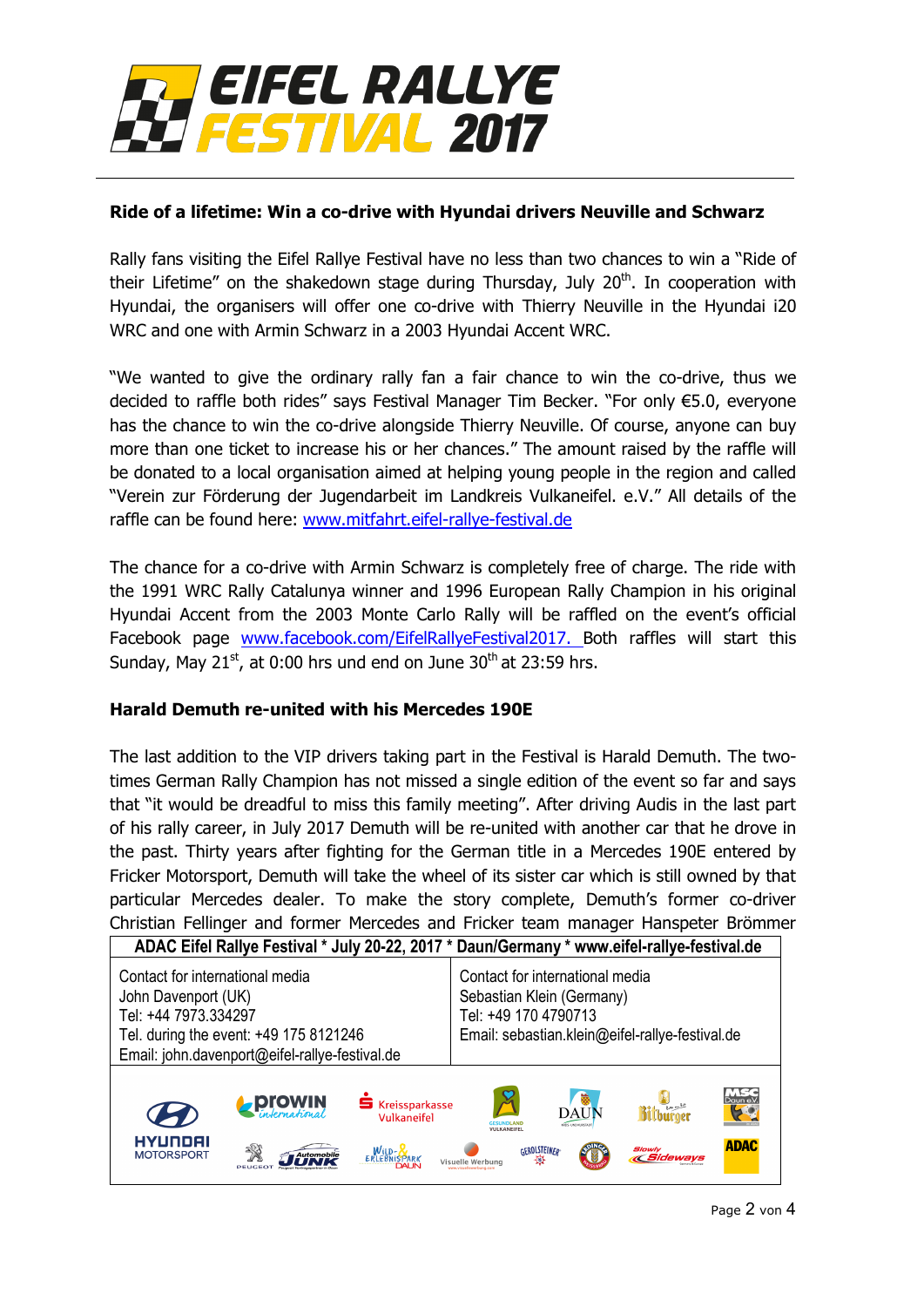## Ride of a lifetime: Win a co-drive with Hyundai drivers Neuville and Schwarz

Rally fans visiting the Eifel Rallye Festival have no less than two chances to win a "Ride of their Lifetime" on the shakedown stage during Thursday, July 20th. In cooperation with Hyundai, the organisers will offer one co-drive with Thierry Neuville in the Hyundai i20 WRC and one with Armin Schwarz in a 2003 Hyundai Accent WRC.

"We wanted to give the ordinary rally fan a fair chance to win the co-drive, thus we decided to raffle both rides" says Festival Manager Tim Becker. "For only €5.0, everyone has the chance to win the co-drive alongside Thierry Neuville. Of course, anyone can buy more than one ticket to increase his or her chances." The amount raised by the raffle will be donated to a local organisation aimed at helping young people in the region and called "Verein zur Förderung der Jugendarbeit im Landkreis Vulkaneifel. e.V." All details of the raffle can be found here: www.mitfahrt.eifel-rallye-festival.de

The chance for a co-drive with Armin Schwarz is completely free of charge. The ride with the 1991 WRC Rally Catalunya winner and 1996 European Rally Champion in his original Hyundai Accent from the 2003 Monte Carlo Rally will be raffled on the event's official Facebook page www.facebook.com/EifelRallyeFestival2017. Both raffles will start this Sunday, May 21st, at 0:00 hrs und end on June 30th at 23:59 hrs.

## Harald Demuth re-united with his Mercedes 190E

The last addition to the VIP drivers taking part in the Festival is Harald Demuth. The two-times German Rally Champion has not missed a single edition of the event so far and says that "it would be dreadful to miss this family meeting". After driving Audis in the last part of his rally career, in July 2017 Demuth will be re-united with another car that he drove in the past. Thirty years after fighting for the German title in a Mercedes 190E entered by Fricker Motorsport, Demuth will take the wheel of its sister car which is still owned by that particular Mercedes dealer. To make the story complete, Demuth's former co-driver Christian Fellinger and former Mercedes and Fricker team manager Hanspeter Brömmer

**ADAC Eifel Rallye Festival * July 20-22, 2017 * Daun/Germany * www.eifel-rallye-festival.de**

| Contact for international media | Contact for international media |
|---|---|
| John Davenport (UK)<br>Tel: +44 7973.334297<br>Tel. during the event: +49 175 8121246<br>Email: john.davenport@eifel-rallye-festival.de | Sebastian Klein (Germany)<br>Tel: +49 170 4790713<br>Email: sebastian.klein@eifel-rallye-festival.de |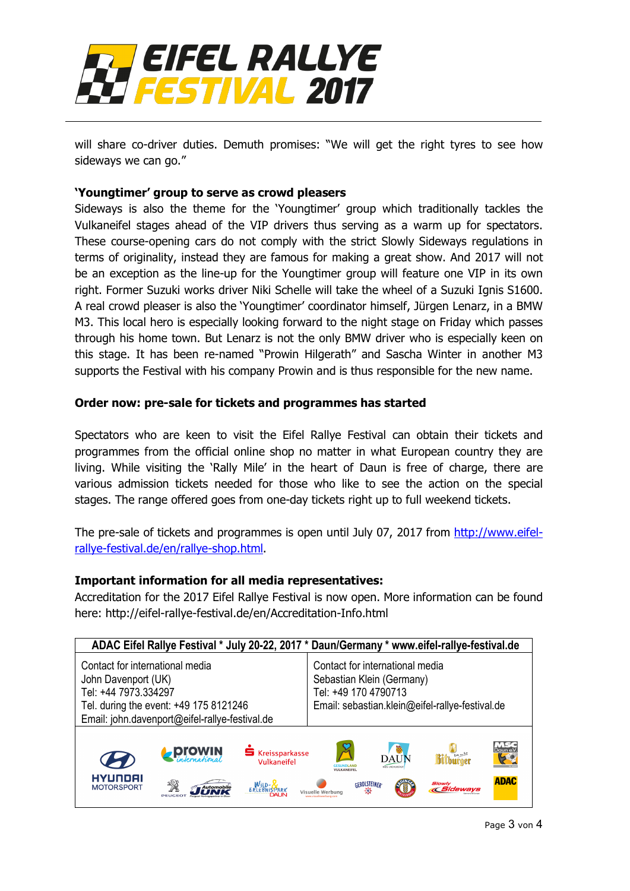will share co-driver duties. Demuth promises: "We will get the right tyres to see how sideways we can go."

**'Youngtimer' group to serve as crowd pleasers**

Sideways is also the theme for the 'Youngtimer' group which traditionally tackles the Vulkaneifel stages ahead of the VIP drivers thus serving as a warm up for spectators. These course-opening cars do not comply with the strict Slowly Sideways regulations in terms of originality, instead they are famous for making a great show. And 2017 will not be an exception as the line-up for the Youngtimer group will feature one VIP in its own right. Former Suzuki works driver Niki Schelle will take the wheel of a Suzuki Ignis S1600. A real crowd pleaser is also the 'Youngtimer' coordinator himself, Jürgen Lenarz, in a BMW M3. This local hero is especially looking forward to the night stage on Friday which passes through his home town. But Lenarz is not the only BMW driver who is especially keen on this stage. It has been re-named "Prowin Hilgerath" and Sascha Winter in another M3 supports the Festival with his company Prowin and is thus responsible for the new name.

**Order now: pre-sale for tickets and programmes has started**

Spectators who are keen to visit the Eifel Rallye Festival can obtain their tickets and programmes from the official online shop no matter in what European country they are living. While visiting the 'Rally Mile' in the heart of Daun is free of charge, there are various admission tickets needed for those who like to see the action on the special stages. The range offered goes from one-day tickets right up to full weekend tickets.

The pre-sale of tickets and programmes is open until July 07, 2017 from [http://www.eifel-rallye-festival.de/en/rallye-shop.html](http://www.eifel-rallye-festival.de/en/rallye-shop.html).

**Important information for all media representatives:**

Accreditation for the 2017 Eifel Rallye Festival is now open. More information can be found here: http://eifel-rallye-festival.de/en/Accreditation-Info.html

| ADAC Eifel Rallye Festival * July 20-22, 2017 * Daun/Germany * www.eifel-rallye-festival.de | |
|---|---|
| Contact for international media<br>John Davenport (UK)<br>Tel: +44 7973.334297<br>Tel. during the event: +49 175 8121246<br>Email: john.davenport@eifel-rallye-festival.de | Contact for international media<br>Sebastian Klein (Germany)<br>Tel: +49 170 4790713<br>Email: sebastian.klein@eifel-rallye-festival.de |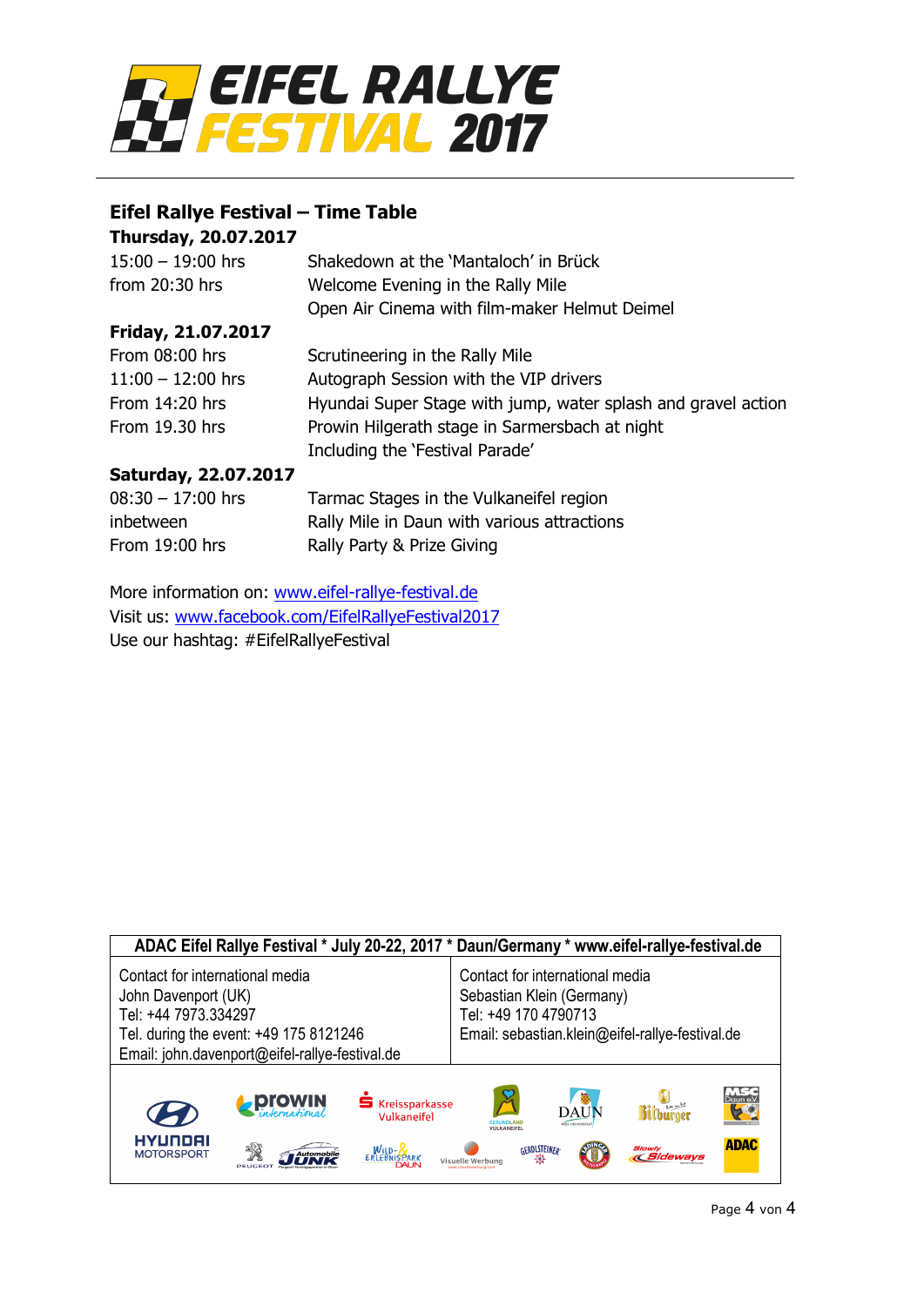# EIFEL RALLYE FESTIVAL 2017

## Eifel Rallye Festival – Time Table

**Thursday, 20.07.2017**

| | |
|---|---|
| 15:00 – 19:00 hrs | Shakedown at the 'Mantaloch' in Brück |
| from 20:30 hrs | Welcome Evening in the Rally Mile |
| | Open Air Cinema with film-maker Helmut Deimel |

**Friday, 21.07.2017**

| | |
|---|---|
| From 08:00 hrs | Scrutineering in the Rally Mile |
| 11:00 – 12:00 hrs | Autograph Session with the VIP drivers |
| From 14:20 hrs | Hyundai Super Stage with jump, water splash and gravel action |
| From 19.30 hrs | Prowin Hilgerath stage in Sarmersbach at night |
| | Including the 'Festival Parade' |

**Saturday, 22.07.2017**

| | |
|---|---|
| 08:30 – 17:00 hrs | Tarmac Stages in the Vulkaneifel region |
| inbetween | Rally Mile in Daun with various attractions |
| From 19:00 hrs | Rally Party & Prize Giving |

More information on: www.eifel-rallye-festival.de
Visit us: www.facebook.com/EifelRallyeFestival2017
Use our hashtag: #EifelRallyeFestival

| ADAC Eifel Rallye Festival * July 20-22, 2017 * Daun/Germany * www.eifel-rallye-festival.de | |
|---|---|
| Contact for international media<br>John Davenport (UK)<br>Tel: +44 7973.334297<br>Tel. during the event: +49 175 8121246<br>Email: john.davenport@eifel-rallye-festival.de | Contact for international media<br>Sebastian Klein (Germany)<br>Tel: +49 170 4790713<br>Email: sebastian.klein@eifel-rallye-festival.de |

HYUNDAI MOTORSPORT · prowin international · Kreissparkasse Vulkaneifel · Gesundland Vulkaneifel · Daun · Bitburger · MSC Daun e.V. · Peugeot · Automobile Junk · Wild- & Erlebnispark Daun · Visuelle Werbung · Gerolsteiner · Erdinger · Sideways · ADAC